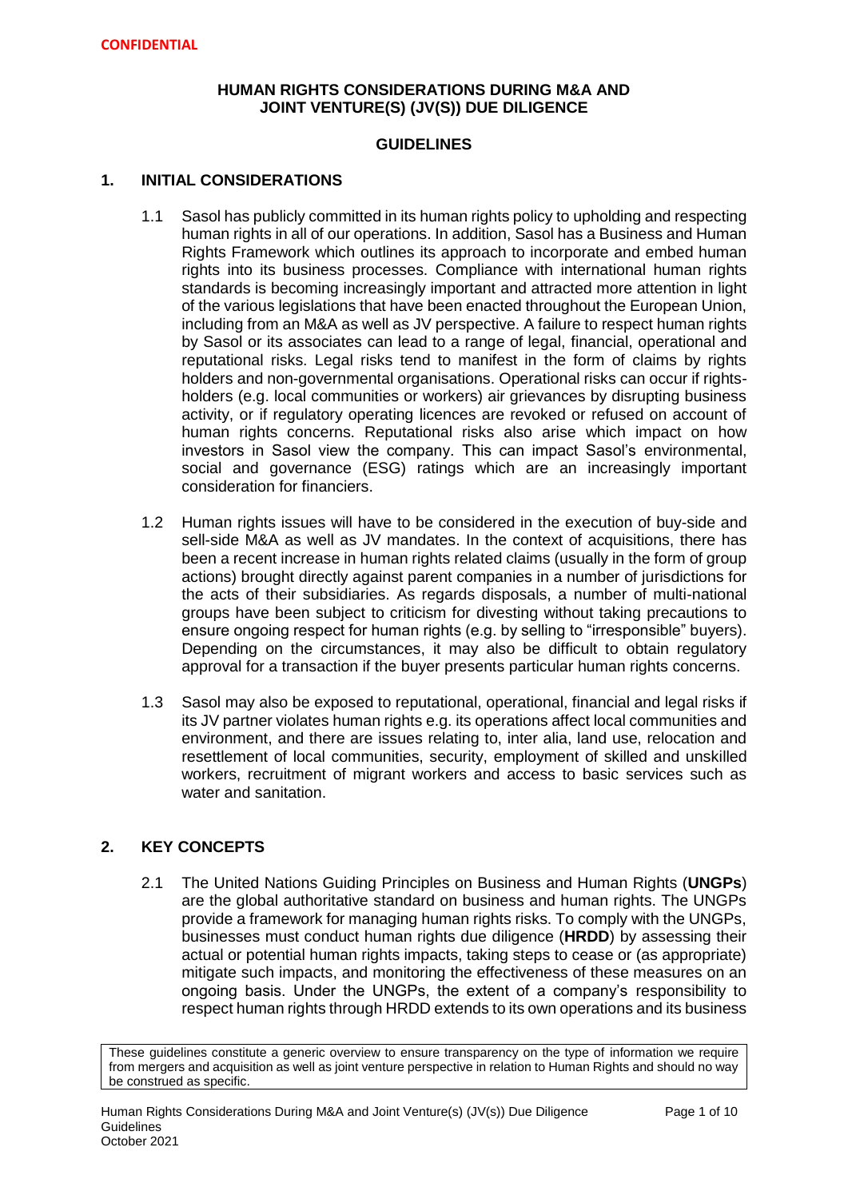**CONFIDENTIAL**

# HUMAN RIGHTS CONSIDERATIONS DURING M&A AND JOINT VENTURE(S) (JV(S)) DUE DILIGENCE

## GUIDELINES

## 1. INITIAL CONSIDERATIONS

1.1 Sasol has publicly committed in its human rights policy to upholding and respecting human rights in all of our operations. In addition, Sasol has a Business and Human Rights Framework which outlines its approach to incorporate and embed human rights into its business processes. Compliance with international human rights standards is becoming increasingly important and attracted more attention in light of the various legislations that have been enacted throughout the European Union, including from an M&A as well as JV perspective. A failure to respect human rights by Sasol or its associates can lead to a range of legal, financial, operational and reputational risks. Legal risks tend to manifest in the form of claims by rights holders and non-governmental organisations. Operational risks can occur if rights-holders (e.g. local communities or workers) air grievances by disrupting business activity, or if regulatory operating licences are revoked or refused on account of human rights concerns. Reputational risks also arise which impact on how investors in Sasol view the company. This can impact Sasol's environmental, social and governance (ESG) ratings which are an increasingly important consideration for financiers.

1.2 Human rights issues will have to be considered in the execution of buy-side and sell-side M&A as well as JV mandates. In the context of acquisitions, there has been a recent increase in human rights related claims (usually in the form of group actions) brought directly against parent companies in a number of jurisdictions for the acts of their subsidiaries. As regards disposals, a number of multi-national groups have been subject to criticism for divesting without taking precautions to ensure ongoing respect for human rights (e.g. by selling to "irresponsible" buyers). Depending on the circumstances, it may also be difficult to obtain regulatory approval for a transaction if the buyer presents particular human rights concerns.

1.3 Sasol may also be exposed to reputational, operational, financial and legal risks if its JV partner violates human rights e.g. its operations affect local communities and environment, and there are issues relating to, inter alia, land use, relocation and resettlement of local communities, security, employment of skilled and unskilled workers, recruitment of migrant workers and access to basic services such as water and sanitation.

## 2. KEY CONCEPTS

2.1 The United Nations Guiding Principles on Business and Human Rights (**UNGPs**) are the global authoritative standard on business and human rights. The UNGPs provide a framework for managing human rights risks. To comply with the UNGPs, businesses must conduct human rights due diligence (**HRDD**) by assessing their actual or potential human rights impacts, taking steps to cease or (as appropriate) mitigate such impacts, and monitoring the effectiveness of these measures on an ongoing basis. Under the UNGPs, the extent of a company's responsibility to respect human rights through HRDD extends to its own operations and its business

These guidelines constitute a generic overview to ensure transparency on the type of information we require from mergers and acquisition as well as joint venture perspective in relation to Human Rights and should no way be construed as specific.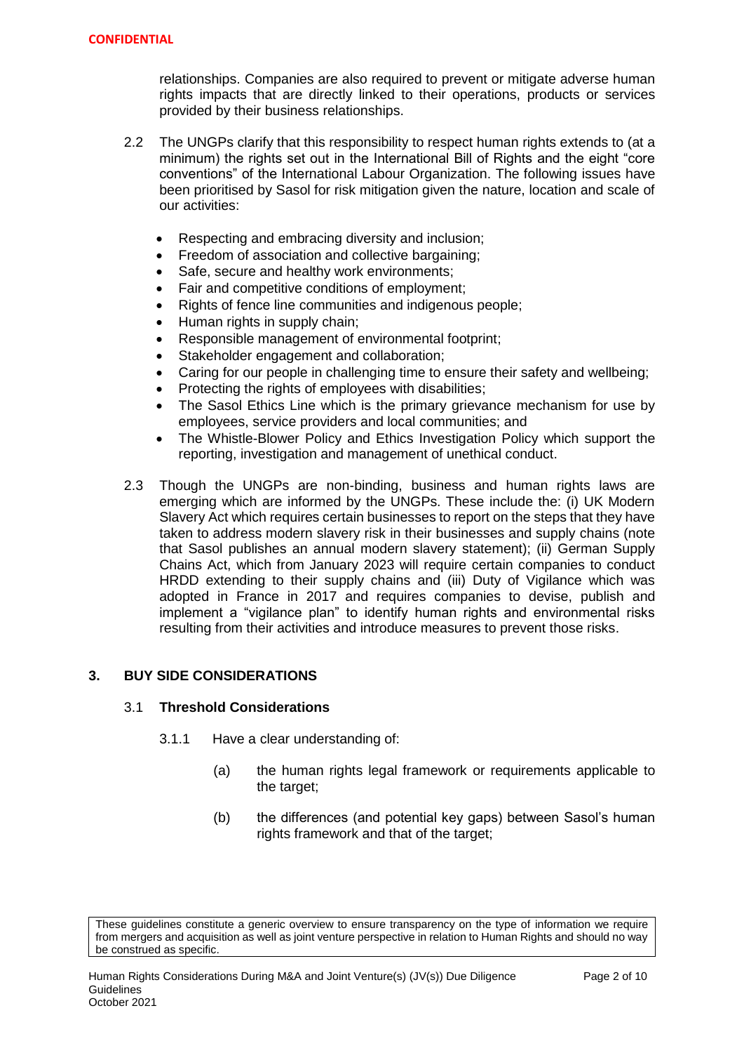relationships. Companies are also required to prevent or mitigate adverse human rights impacts that are directly linked to their operations, products or services provided by their business relationships.

2.2 The UNGPs clarify that this responsibility to respect human rights extends to (at a minimum) the rights set out in the International Bill of Rights and the eight "core conventions" of the International Labour Organization. The following issues have been prioritised by Sasol for risk mitigation given the nature, location and scale of our activities:

- Respecting and embracing diversity and inclusion;
- Freedom of association and collective bargaining;
- Safe, secure and healthy work environments;
- Fair and competitive conditions of employment;
- Rights of fence line communities and indigenous people;
- Human rights in supply chain;
- Responsible management of environmental footprint;
- Stakeholder engagement and collaboration;
- Caring for our people in challenging time to ensure their safety and wellbeing;
- Protecting the rights of employees with disabilities;
- The Sasol Ethics Line which is the primary grievance mechanism for use by employees, service providers and local communities; and
- The Whistle-Blower Policy and Ethics Investigation Policy which support the reporting, investigation and management of unethical conduct.

2.3 Though the UNGPs are non-binding, business and human rights laws are emerging which are informed by the UNGPs. These include the: (i) UK Modern Slavery Act which requires certain businesses to report on the steps that they have taken to address modern slavery risk in their businesses and supply chains (note that Sasol publishes an annual modern slavery statement); (ii) German Supply Chains Act, which from January 2023 will require certain companies to conduct HRDD extending to their supply chains and (iii) Duty of Vigilance which was adopted in France in 2017 and requires companies to devise, publish and implement a "vigilance plan" to identify human rights and environmental risks resulting from their activities and introduce measures to prevent those risks.

## 3. BUY SIDE CONSIDERATIONS

### 3.1 Threshold Considerations

3.1.1 Have a clear understanding of:

(a) the human rights legal framework or requirements applicable to the target;

(b) the differences (and potential key gaps) between Sasol's human rights framework and that of the target;

These guidelines constitute a generic overview to ensure transparency on the type of information we require from mergers and acquisition as well as joint venture perspective in relation to Human Rights and should no way be construed as specific.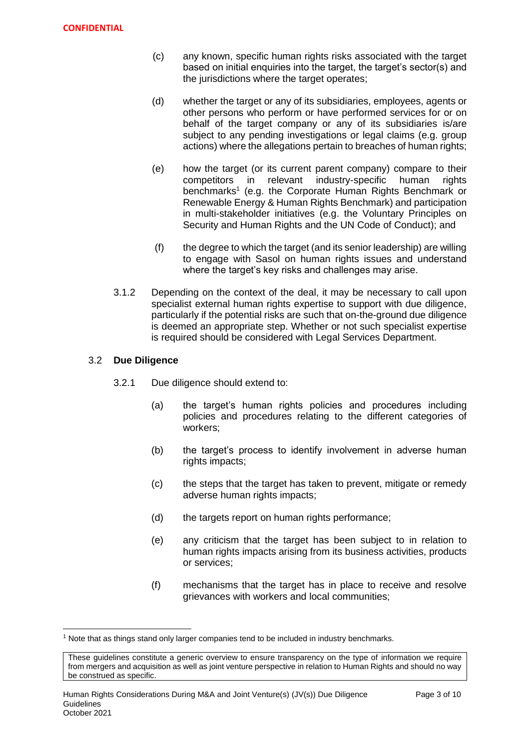(c) any known, specific human rights risks associated with the target based on initial enquiries into the target, the target's sector(s) and the jurisdictions where the target operates;

(d) whether the target or any of its subsidiaries, employees, agents or other persons who perform or have performed services for or on behalf of the target company or any of its subsidiaries is/are subject to any pending investigations or legal claims (e.g. group actions) where the allegations pertain to breaches of human rights;

(e) how the target (or its current parent company) compare to their competitors in relevant industry-specific human rights benchmarks[1] (e.g. the Corporate Human Rights Benchmark or Renewable Energy & Human Rights Benchmark) and participation in multi-stakeholder initiatives (e.g. the Voluntary Principles on Security and Human Rights and the UN Code of Conduct); and

(f) the degree to which the target (and its senior leadership) are willing to engage with Sasol on human rights issues and understand where the target's key risks and challenges may arise.

3.1.2 Depending on the context of the deal, it may be necessary to call upon specialist external human rights expertise to support with due diligence, particularly if the potential risks are such that on-the-ground due diligence is deemed an appropriate step. Whether or not such specialist expertise is required should be considered with Legal Services Department.

### 3.2 Due Diligence

3.2.1 Due diligence should extend to:

(a) the target's human rights policies and procedures including policies and procedures relating to the different categories of workers;

(b) the target's process to identify involvement in adverse human rights impacts;

(c) the steps that the target has taken to prevent, mitigate or remedy adverse human rights impacts;

(d) the targets report on human rights performance;

(e) any criticism that the target has been subject to in relation to human rights impacts arising from its business activities, products or services;

(f) mechanisms that the target has in place to receive and resolve grievances with workers and local communities;

---

[1] Note that as things stand only larger companies tend to be included in industry benchmarks.

These guidelines constitute a generic overview to ensure transparency on the type of information we require from mergers and acquisition as well as joint venture perspective in relation to Human Rights and should no way be construed as specific.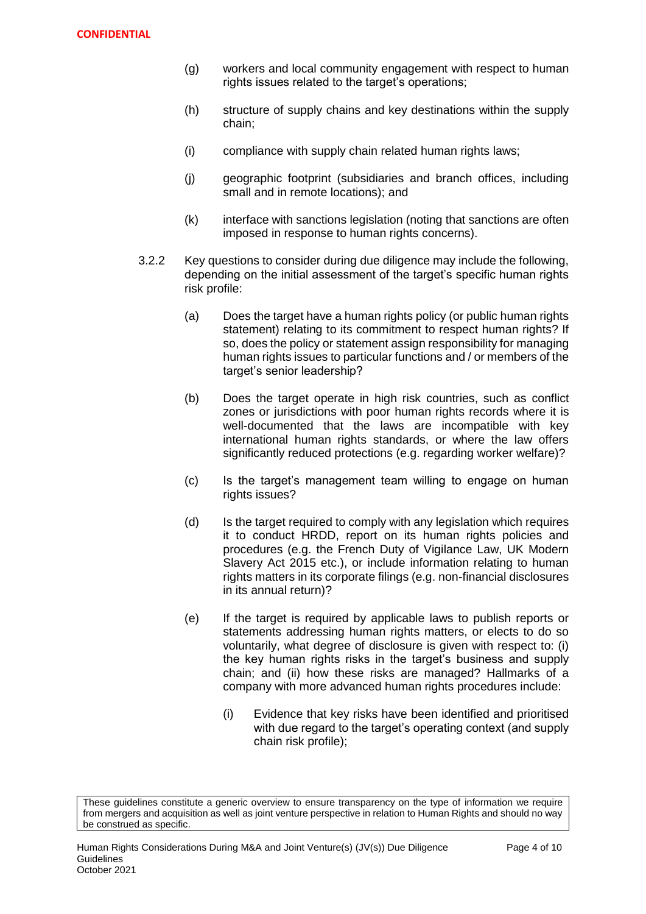(g) workers and local community engagement with respect to human rights issues related to the target's operations;

(h) structure of supply chains and key destinations within the supply chain;

(i) compliance with supply chain related human rights laws;

(j) geographic footprint (subsidiaries and branch offices, including small and in remote locations); and

(k) interface with sanctions legislation (noting that sanctions are often imposed in response to human rights concerns).

3.2.2 Key questions to consider during due diligence may include the following, depending on the initial assessment of the target's specific human rights risk profile:

(a) Does the target have a human rights policy (or public human rights statement) relating to its commitment to respect human rights? If so, does the policy or statement assign responsibility for managing human rights issues to particular functions and / or members of the target's senior leadership?

(b) Does the target operate in high risk countries, such as conflict zones or jurisdictions with poor human rights records where it is well-documented that the laws are incompatible with key international human rights standards, or where the law offers significantly reduced protections (e.g. regarding worker welfare)?

(c) Is the target's management team willing to engage on human rights issues?

(d) Is the target required to comply with any legislation which requires it to conduct HRDD, report on its human rights policies and procedures (e.g. the French Duty of Vigilance Law, UK Modern Slavery Act 2015 etc.), or include information relating to human rights matters in its corporate filings (e.g. non-financial disclosures in its annual return)?

(e) If the target is required by applicable laws to publish reports or statements addressing human rights matters, or elects to do so voluntarily, what degree of disclosure is given with respect to: (i) the key human rights risks in the target's business and supply chain; and (ii) how these risks are managed? Hallmarks of a company with more advanced human rights procedures include:

   (i) Evidence that key risks have been identified and prioritised with due regard to the target's operating context (and supply chain risk profile);

These guidelines constitute a generic overview to ensure transparency on the type of information we require from mergers and acquisition as well as joint venture perspective in relation to Human Rights and should no way be construed as specific.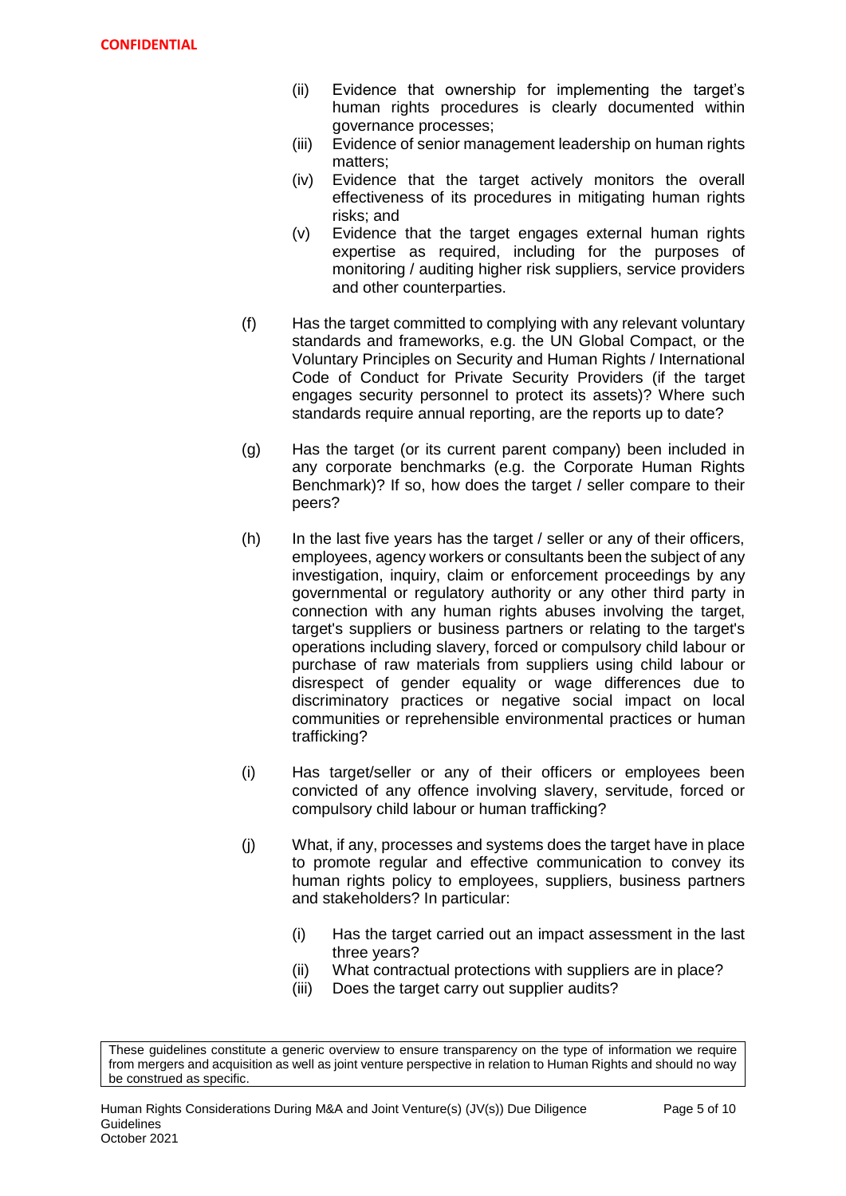**CONFIDENTIAL**

(ii) Evidence that ownership for implementing the target's human rights procedures is clearly documented within governance processes;

(iii) Evidence of senior management leadership on human rights matters;

(iv) Evidence that the target actively monitors the overall effectiveness of its procedures in mitigating human rights risks; and

(v) Evidence that the target engages external human rights expertise as required, including for the purposes of monitoring / auditing higher risk suppliers, service providers and other counterparties.

(f) Has the target committed to complying with any relevant voluntary standards and frameworks, e.g. the UN Global Compact, or the Voluntary Principles on Security and Human Rights / International Code of Conduct for Private Security Providers (if the target engages security personnel to protect its assets)? Where such standards require annual reporting, are the reports up to date?

(g) Has the target (or its current parent company) been included in any corporate benchmarks (e.g. the Corporate Human Rights Benchmark)? If so, how does the target / seller compare to their peers?

(h) In the last five years has the target / seller or any of their officers, employees, agency workers or consultants been the subject of any investigation, inquiry, claim or enforcement proceedings by any governmental or regulatory authority or any other third party in connection with any human rights abuses involving the target, target's suppliers or business partners or relating to the target's operations including slavery, forced or compulsory child labour or purchase of raw materials from suppliers using child labour or disrespect of gender equality or wage differences due to discriminatory practices or negative social impact on local communities or reprehensible environmental practices or human trafficking?

(i) Has target/seller or any of their officers or employees been convicted of any offence involving slavery, servitude, forced or compulsory child labour or human trafficking?

(j) What, if any, processes and systems does the target have in place to promote regular and effective communication to convey its human rights policy to employees, suppliers, business partners and stakeholders? In particular:

(i) Has the target carried out an impact assessment in the last three years?

(ii) What contractual protections with suppliers are in place?

(iii) Does the target carry out supplier audits?

These guidelines constitute a generic overview to ensure transparency on the type of information we require from mergers and acquisition as well as joint venture perspective in relation to Human Rights and should no way be construed as specific.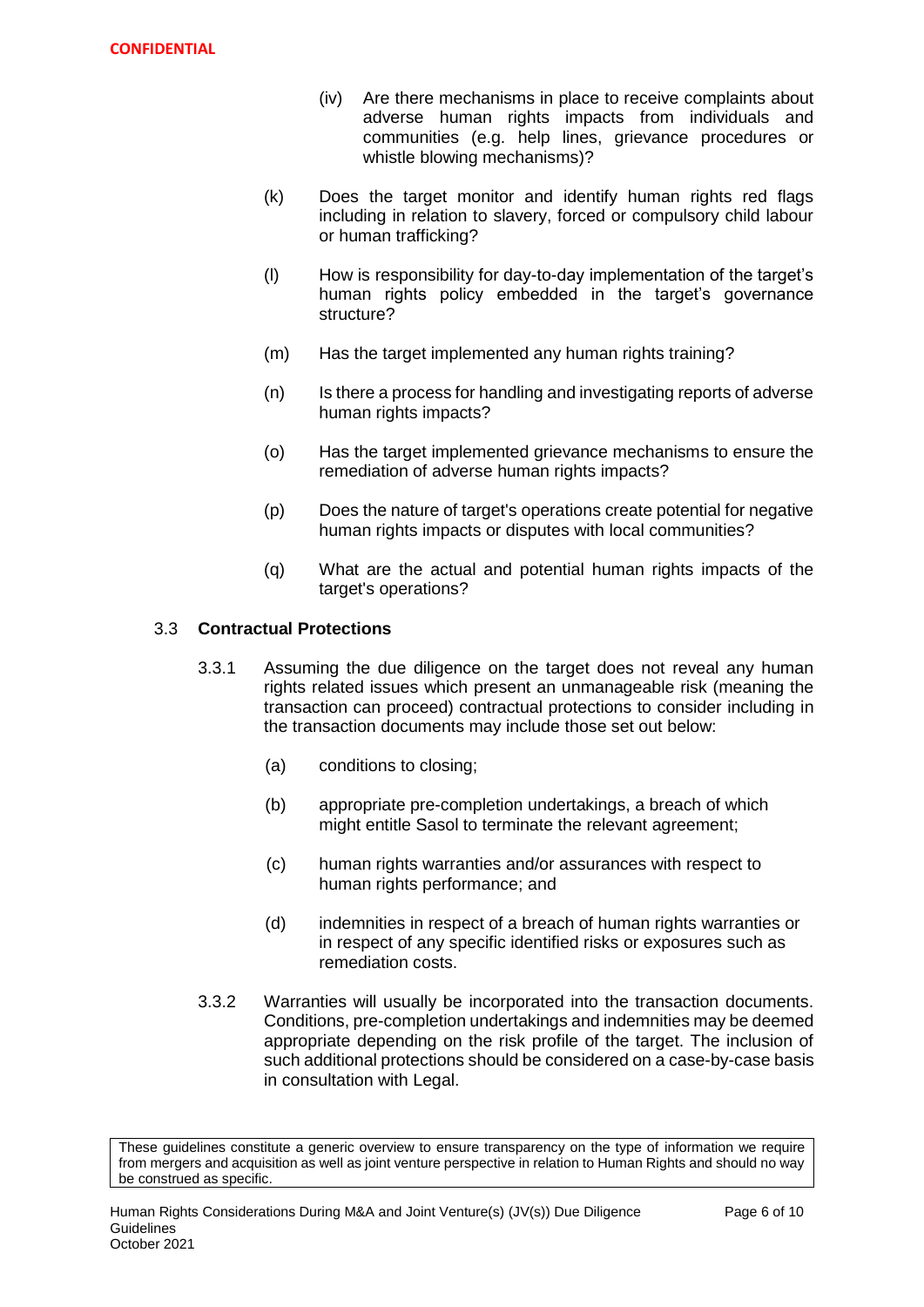(iv) Are there mechanisms in place to receive complaints about adverse human rights impacts from individuals and communities (e.g. help lines, grievance procedures or whistle blowing mechanisms)?

(k) Does the target monitor and identify human rights red flags including in relation to slavery, forced or compulsory child labour or human trafficking?

(l) How is responsibility for day-to-day implementation of the target's human rights policy embedded in the target's governance structure?

(m) Has the target implemented any human rights training?

(n) Is there a process for handling and investigating reports of adverse human rights impacts?

(o) Has the target implemented grievance mechanisms to ensure the remediation of adverse human rights impacts?

(p) Does the nature of target's operations create potential for negative human rights impacts or disputes with local communities?

(q) What are the actual and potential human rights impacts of the target's operations?

## 3.3 Contractual Protections

3.3.1 Assuming the due diligence on the target does not reveal any human rights related issues which present an unmanageable risk (meaning the transaction can proceed) contractual protections to consider including in the transaction documents may include those set out below:

(a) conditions to closing;

(b) appropriate pre-completion undertakings, a breach of which might entitle Sasol to terminate the relevant agreement;

(c) human rights warranties and/or assurances with respect to human rights performance; and

(d) indemnities in respect of a breach of human rights warranties or in respect of any specific identified risks or exposures such as remediation costs.

3.3.2 Warranties will usually be incorporated into the transaction documents. Conditions, pre-completion undertakings and indemnities may be deemed appropriate depending on the risk profile of the target. The inclusion of such additional protections should be considered on a case-by-case basis in consultation with Legal.

These guidelines constitute a generic overview to ensure transparency on the type of information we require from mergers and acquisition as well as joint venture perspective in relation to Human Rights and should no way be construed as specific.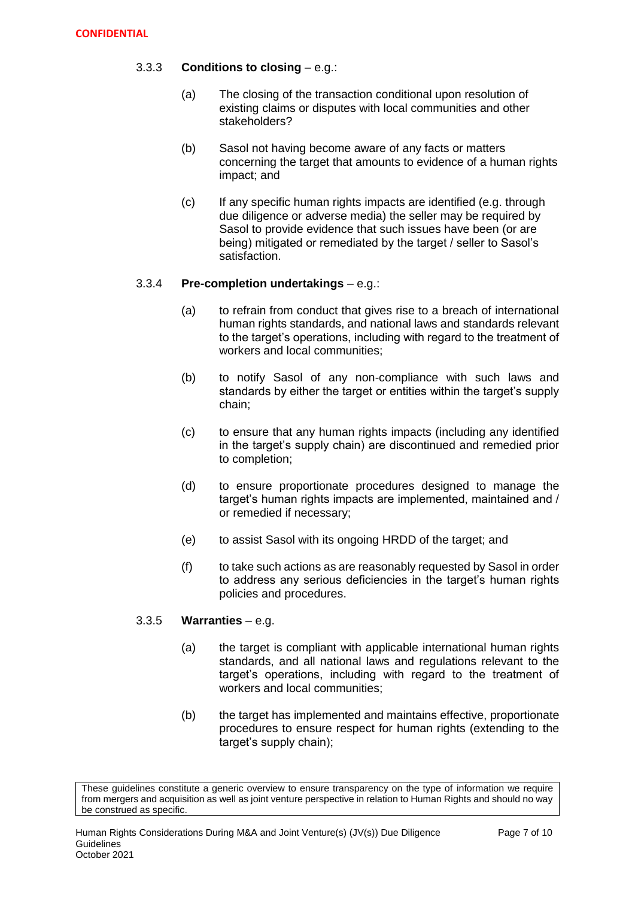**CONFIDENTIAL**

3.3.3 **Conditions to closing** – e.g.:

(a) The closing of the transaction conditional upon resolution of existing claims or disputes with local communities and other stakeholders?

(b) Sasol not having become aware of any facts or matters concerning the target that amounts to evidence of a human rights impact; and

(c) If any specific human rights impacts are identified (e.g. through due diligence or adverse media) the seller may be required by Sasol to provide evidence that such issues have been (or are being) mitigated or remediated by the target / seller to Sasol's satisfaction.

3.3.4 **Pre-completion undertakings** – e.g.:

(a) to refrain from conduct that gives rise to a breach of international human rights standards, and national laws and standards relevant to the target's operations, including with regard to the treatment of workers and local communities;

(b) to notify Sasol of any non-compliance with such laws and standards by either the target or entities within the target's supply chain;

(c) to ensure that any human rights impacts (including any identified in the target's supply chain) are discontinued and remedied prior to completion;

(d) to ensure proportionate procedures designed to manage the target's human rights impacts are implemented, maintained and / or remedied if necessary;

(e) to assist Sasol with its ongoing HRDD of the target; and

(f) to take such actions as are reasonably requested by Sasol in order to address any serious deficiencies in the target's human rights policies and procedures.

3.3.5 **Warranties** – e.g.

(a) the target is compliant with applicable international human rights standards, and all national laws and regulations relevant to the target's operations, including with regard to the treatment of workers and local communities;

(b) the target has implemented and maintains effective, proportionate procedures to ensure respect for human rights (extending to the target's supply chain);

These guidelines constitute a generic overview to ensure transparency on the type of information we require from mergers and acquisition as well as joint venture perspective in relation to Human Rights and should no way be construed as specific.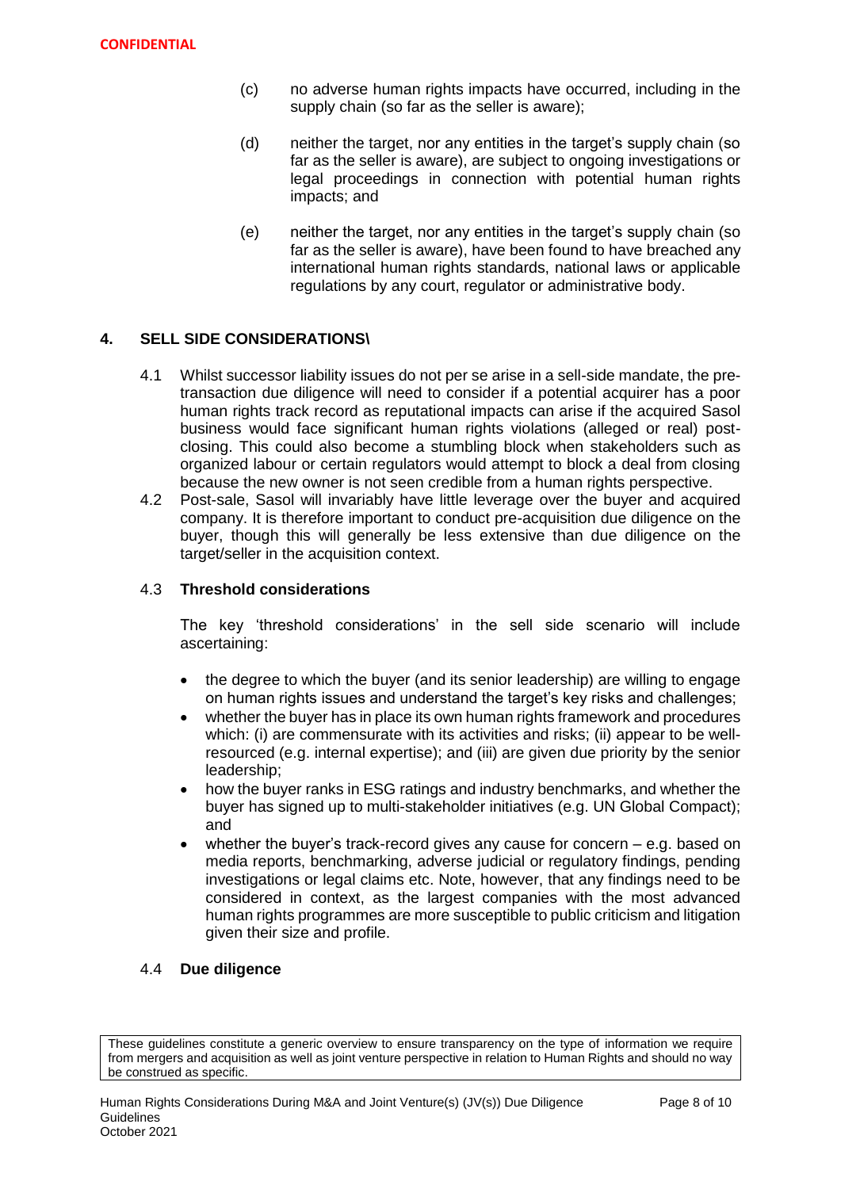**CONFIDENTIAL**

(c) no adverse human rights impacts have occurred, including in the supply chain (so far as the seller is aware);

(d) neither the target, nor any entities in the target's supply chain (so far as the seller is aware), are subject to ongoing investigations or legal proceedings in connection with potential human rights impacts; and

(e) neither the target, nor any entities in the target's supply chain (so far as the seller is aware), have been found to have breached any international human rights standards, national laws or applicable regulations by any court, regulator or administrative body.

## 4. SELL SIDE CONSIDERATIONS\

4.1 Whilst successor liability issues do not per se arise in a sell-side mandate, the pre-transaction due diligence will need to consider if a potential acquirer has a poor human rights track record as reputational impacts can arise if the acquired Sasol business would face significant human rights violations (alleged or real) post-closing. This could also become a stumbling block when stakeholders such as organized labour or certain regulators would attempt to block a deal from closing because the new owner is not seen credible from a human rights perspective.

4.2 Post-sale, Sasol will invariably have little leverage over the buyer and acquired company. It is therefore important to conduct pre-acquisition due diligence on the buyer, though this will generally be less extensive than due diligence on the target/seller in the acquisition context.

### 4.3 Threshold considerations

The key 'threshold considerations' in the sell side scenario will include ascertaining:

- the degree to which the buyer (and its senior leadership) are willing to engage on human rights issues and understand the target's key risks and challenges;
- whether the buyer has in place its own human rights framework and procedures which: (i) are commensurate with its activities and risks; (ii) appear to be well-resourced (e.g. internal expertise); and (iii) are given due priority by the senior leadership;
- how the buyer ranks in ESG ratings and industry benchmarks, and whether the buyer has signed up to multi-stakeholder initiatives (e.g. UN Global Compact); and
- whether the buyer's track-record gives any cause for concern – e.g. based on media reports, benchmarking, adverse judicial or regulatory findings, pending investigations or legal claims etc. Note, however, that any findings need to be considered in context, as the largest companies with the most advanced human rights programmes are more susceptible to public criticism and litigation given their size and profile.

### 4.4 Due diligence

These guidelines constitute a generic overview to ensure transparency on the type of information we require from mergers and acquisition as well as joint venture perspective in relation to Human Rights and should no way be construed as specific.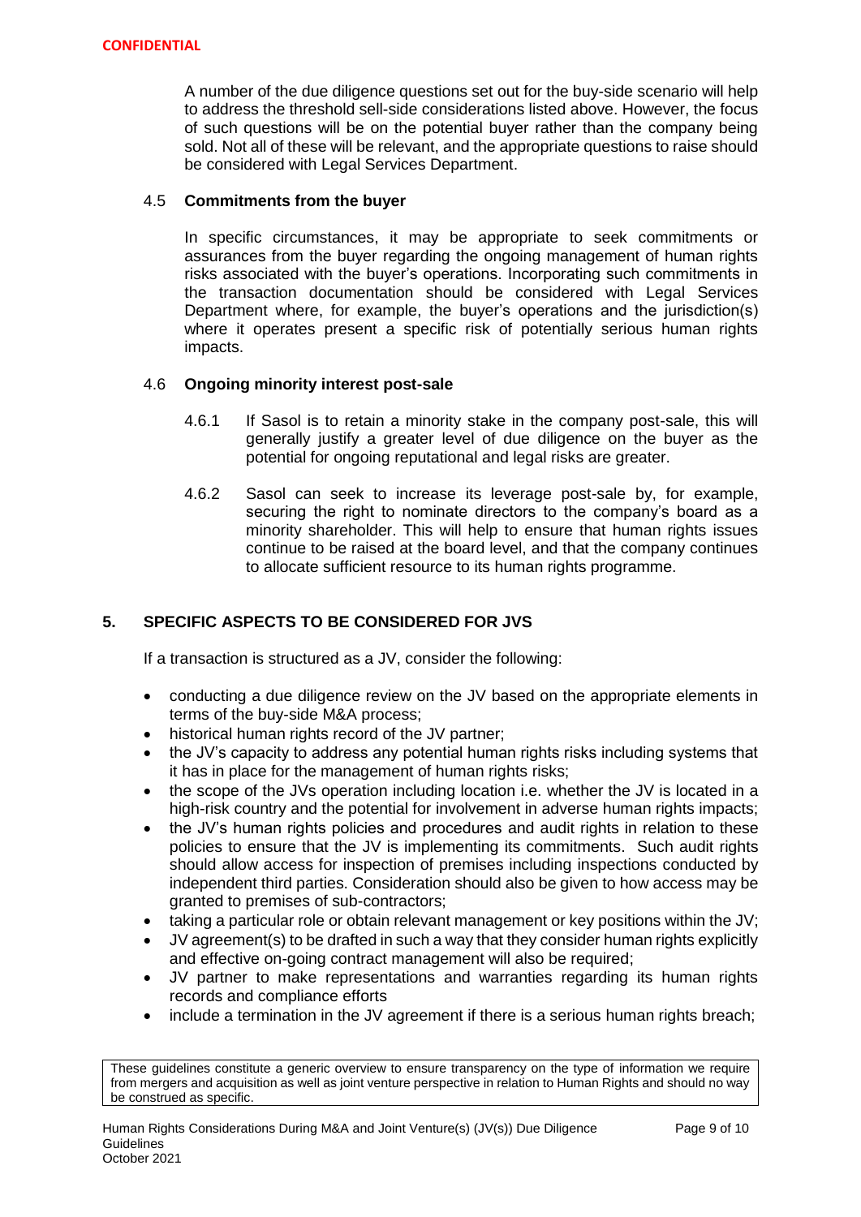A number of the due diligence questions set out for the buy-side scenario will help to address the threshold sell-side considerations listed above. However, the focus of such questions will be on the potential buyer rather than the company being sold. Not all of these will be relevant, and the appropriate questions to raise should be considered with Legal Services Department.

### 4.5 Commitments from the buyer

In specific circumstances, it may be appropriate to seek commitments or assurances from the buyer regarding the ongoing management of human rights risks associated with the buyer's operations. Incorporating such commitments in the transaction documentation should be considered with Legal Services Department where, for example, the buyer's operations and the jurisdiction(s) where it operates present a specific risk of potentially serious human rights impacts.

### 4.6 Ongoing minority interest post-sale

4.6.1 If Sasol is to retain a minority stake in the company post-sale, this will generally justify a greater level of due diligence on the buyer as the potential for ongoing reputational and legal risks are greater.

4.6.2 Sasol can seek to increase its leverage post-sale by, for example, securing the right to nominate directors to the company's board as a minority shareholder. This will help to ensure that human rights issues continue to be raised at the board level, and that the company continues to allocate sufficient resource to its human rights programme.

## 5. SPECIFIC ASPECTS TO BE CONSIDERED FOR JVS

If a transaction is structured as a JV, consider the following:

- conducting a due diligence review on the JV based on the appropriate elements in terms of the buy-side M&A process;
- historical human rights record of the JV partner;
- the JV's capacity to address any potential human rights risks including systems that it has in place for the management of human rights risks;
- the scope of the JVs operation including location i.e. whether the JV is located in a high-risk country and the potential for involvement in adverse human rights impacts;
- the JV's human rights policies and procedures and audit rights in relation to these policies to ensure that the JV is implementing its commitments. Such audit rights should allow access for inspection of premises including inspections conducted by independent third parties. Consideration should also be given to how access may be granted to premises of sub-contractors;
- taking a particular role or obtain relevant management or key positions within the JV;
- JV agreement(s) to be drafted in such a way that they consider human rights explicitly and effective on-going contract management will also be required;
- JV partner to make representations and warranties regarding its human rights records and compliance efforts
- include a termination in the JV agreement if there is a serious human rights breach;

These guidelines constitute a generic overview to ensure transparency on the type of information we require from mergers and acquisition as well as joint venture perspective in relation to Human Rights and should no way be construed as specific.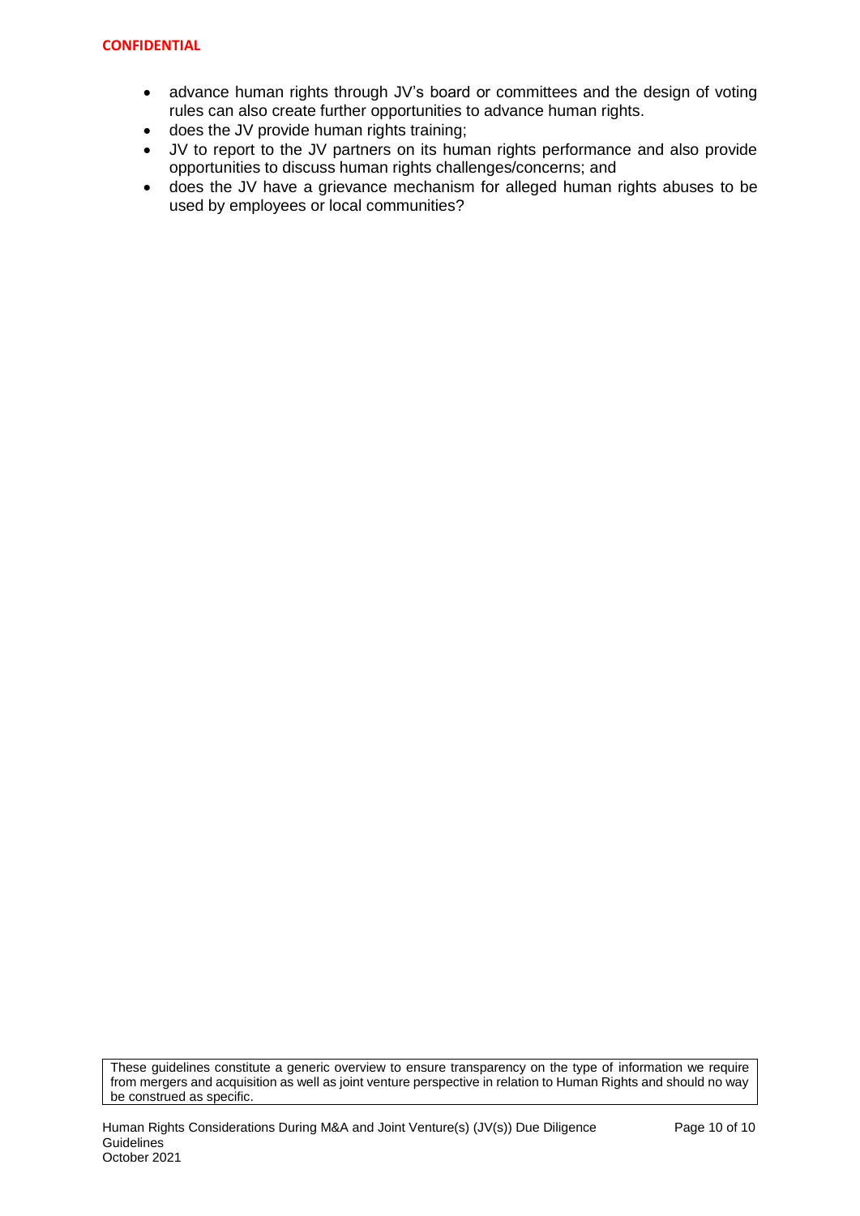- advance human rights through JV's board or committees and the design of voting rules can also create further opportunities to advance human rights.
- does the JV provide human rights training;
- JV to report to the JV partners on its human rights performance and also provide opportunities to discuss human rights challenges/concerns; and
- does the JV have a grievance mechanism for alleged human rights abuses to be used by employees or local communities?

These guidelines constitute a generic overview to ensure transparency on the type of information we require from mergers and acquisition as well as joint venture perspective in relation to Human Rights and should no way be construed as specific.